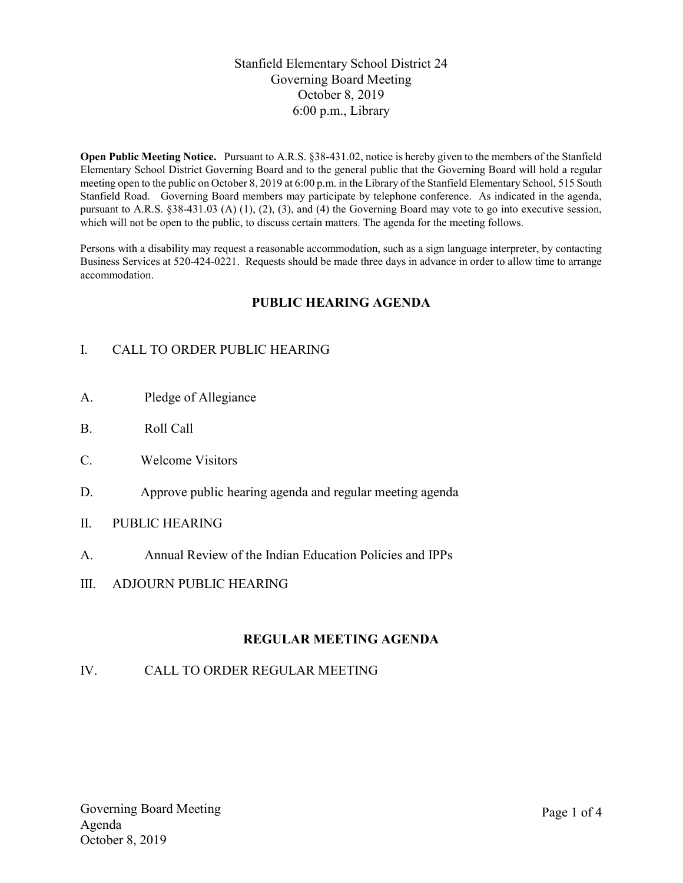# Stanfield Elementary School District 24
## Governing Board Meeting
October 8, 2019
6:00 p.m., Library

**Open Public Meeting Notice.** Pursuant to A.R.S. §38-431.02, notice is hereby given to the members of the Stanfield Elementary School District Governing Board and to the general public that the Governing Board will hold a regular meeting open to the public on October 8, 2019 at 6:00 p.m. in the Library of the Stanfield Elementary School, 515 South Stanfield Road. Governing Board members may participate by telephone conference. As indicated in the agenda, pursuant to A.R.S. §38-431.03 (A) (1), (2), (3), and (4) the Governing Board may vote to go into executive session, which will not be open to the public, to discuss certain matters. The agenda for the meeting follows.

Persons with a disability may request a reasonable accommodation, such as a sign language interpreter, by contacting Business Services at 520-424-0221. Requests should be made three days in advance in order to allow time to arrange accommodation.

## PUBLIC HEARING AGENDA

I. CALL TO ORDER PUBLIC HEARING

A. Pledge of Allegiance

B. Roll Call

C. Welcome Visitors

D. Approve public hearing agenda and regular meeting agenda

II. PUBLIC HEARING

A. Annual Review of the Indian Education Policies and IPPs

III. ADJOURN PUBLIC HEARING

## REGULAR MEETING AGENDA

IV. CALL TO ORDER REGULAR MEETING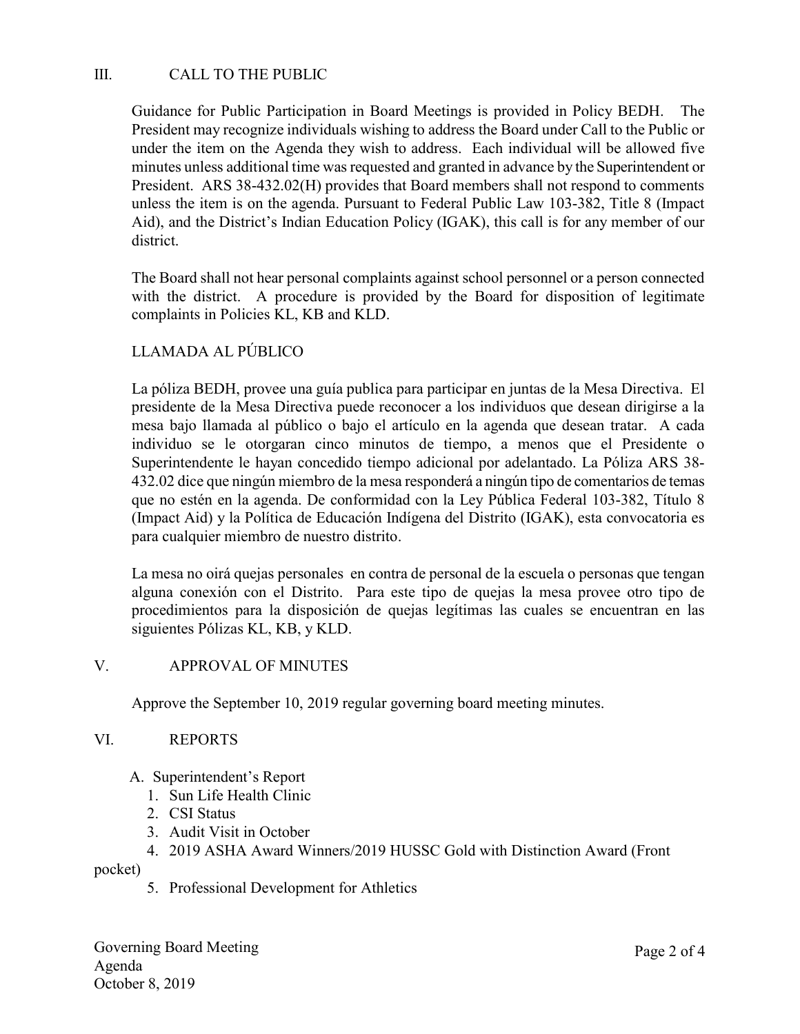## III. CALL TO THE PUBLIC

Guidance for Public Participation in Board Meetings is provided in Policy BEDH. The President may recognize individuals wishing to address the Board under Call to the Public or under the item on the Agenda they wish to address. Each individual will be allowed five minutes unless additional time was requested and granted in advance by the Superintendent or President. ARS 38-432.02(H) provides that Board members shall not respond to comments unless the item is on the agenda. Pursuant to Federal Public Law 103-382, Title 8 (Impact Aid), and the District's Indian Education Policy (IGAK), this call is for any member of our district.

The Board shall not hear personal complaints against school personnel or a person connected with the district. A procedure is provided by the Board for disposition of legitimate complaints in Policies KL, KB and KLD.

### LLAMADA AL PÚBLICO

La póliza BEDH, provee una guía publica para participar en juntas de la Mesa Directiva. El presidente de la Mesa Directiva puede reconocer a los individuos que desean dirigirse a la mesa bajo llamada al público o bajo el artículo en la agenda que desean tratar. A cada individuo se le otorgaran cinco minutos de tiempo, a menos que el Presidente o Superintendente le hayan concedido tiempo adicional por adelantado. La Póliza ARS 38-432.02 dice que ningún miembro de la mesa responderá a ningún tipo de comentarios de temas que no estén en la agenda. De conformidad con la Ley Pública Federal 103-382, Título 8 (Impact Aid) y la Política de Educación Indígena del Distrito (IGAK), esta convocatoria es para cualquier miembro de nuestro distrito.

La mesa no oirá quejas personales en contra de personal de la escuela o personas que tengan alguna conexión con el Distrito. Para este tipo de quejas la mesa provee otro tipo de procedimientos para la disposición de quejas legítimas las cuales se encuentran en las siguientes Pólizas KL, KB, y KLD.

## V. APPROVAL OF MINUTES

Approve the September 10, 2019 regular governing board meeting minutes.

## VI. REPORTS

A. Superintendent's Report
1. Sun Life Health Clinic
2. CSI Status
3. Audit Visit in October
4. 2019 ASHA Award Winners/2019 HUSSC Gold with Distinction Award (Front pocket)
5. Professional Development for Athletics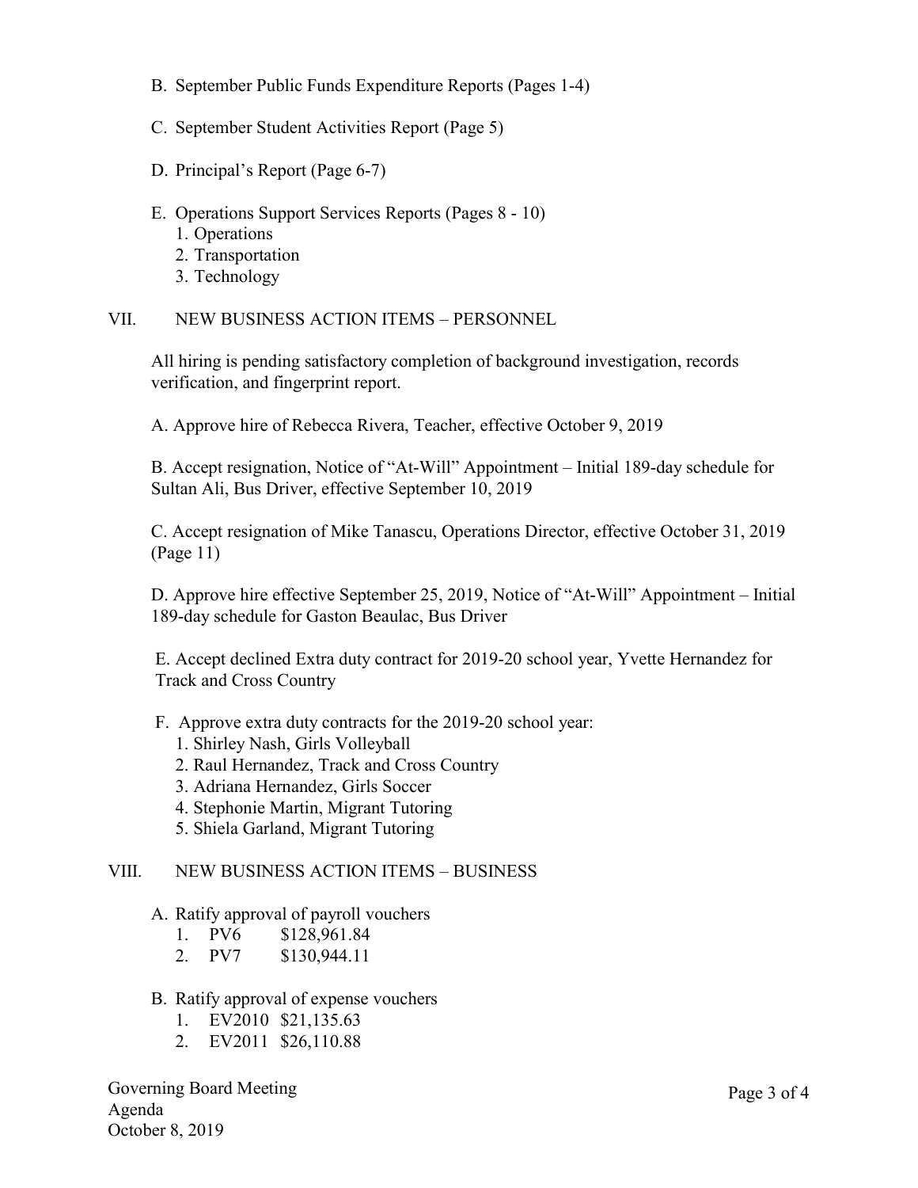B. September Public Funds Expenditure Reports (Pages 1-4)

C. September Student Activities Report (Page 5)

D. Principal's Report (Page 6-7)

E. Operations Support Services Reports (Pages 8 - 10)
   1. Operations
   2. Transportation
   3. Technology

## VII. NEW BUSINESS ACTION ITEMS – PERSONNEL

All hiring is pending satisfactory completion of background investigation, records verification, and fingerprint report.

A. Approve hire of Rebecca Rivera, Teacher, effective October 9, 2019

B. Accept resignation, Notice of "At-Will" Appointment – Initial 189-day schedule for Sultan Ali, Bus Driver, effective September 10, 2019

C. Accept resignation of Mike Tanascu, Operations Director, effective October 31, 2019 (Page 11)

D. Approve hire effective September 25, 2019, Notice of "At-Will" Appointment – Initial 189-day schedule for Gaston Beaulac, Bus Driver

E. Accept declined Extra duty contract for 2019-20 school year, Yvette Hernandez for Track and Cross Country

F. Approve extra duty contracts for the 2019-20 school year:
   1. Shirley Nash, Girls Volleyball
   2. Raul Hernandez, Track and Cross Country
   3. Adriana Hernandez, Girls Soccer
   4. Stephonie Martin, Migrant Tutoring
   5. Shiela Garland, Migrant Tutoring

## VIII. NEW BUSINESS ACTION ITEMS – BUSINESS

A. Ratify approval of payroll vouchers
   1. PV6 $128,961.84
   2. PV7 $130,944.11

B. Ratify approval of expense vouchers
   1. EV2010 $21,135.63
   2. EV2011 $26,110.88

Governing Board Meeting
Agenda
October 8, 2019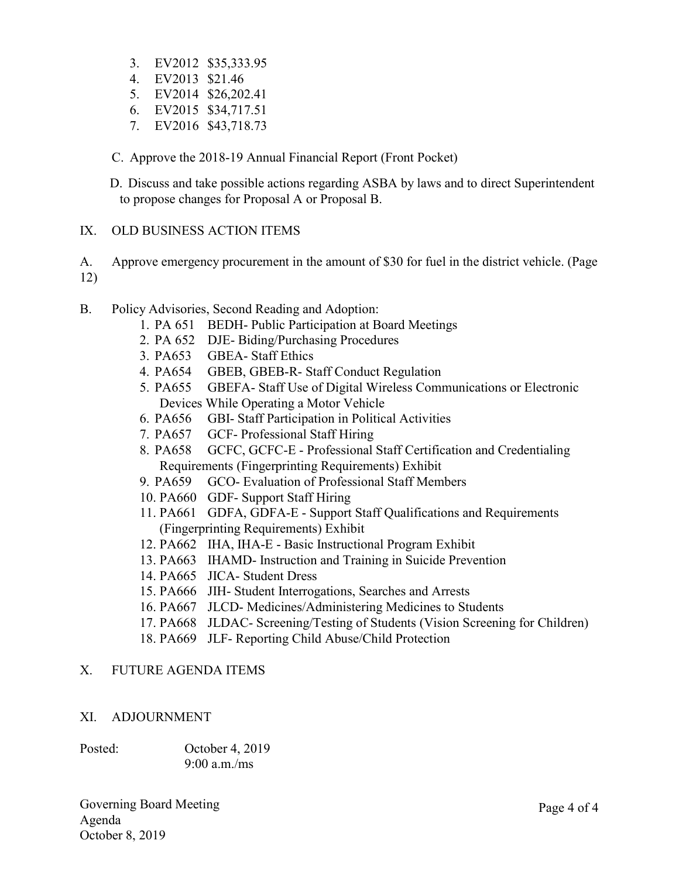3. EV2012 $35,333.95
4. EV2013 $21.46
5. EV2014 $26,202.41
6. EV2015 $34,717.51
7. EV2016 $43,718.73

C. Approve the 2018-19 Annual Financial Report (Front Pocket)

D. Discuss and take possible actions regarding ASBA by laws and to direct Superintendent to propose changes for Proposal A or Proposal B.

IX. OLD BUSINESS ACTION ITEMS

A. Approve emergency procurement in the amount of $30 for fuel in the district vehicle. (Page 12)

B. Policy Advisories, Second Reading and Adoption:

1. PA 651 BEDH- Public Participation at Board Meetings
2. PA 652 DJE- Biding/Purchasing Procedures
3. PA653 GBEA- Staff Ethics
4. PA654 GBEB, GBEB-R- Staff Conduct Regulation
5. PA655 GBEFA- Staff Use of Digital Wireless Communications or Electronic Devices While Operating a Motor Vehicle
6. PA656 GBI- Staff Participation in Political Activities
7. PA657 GCF- Professional Staff Hiring
8. PA658 GCFC, GCFC-E - Professional Staff Certification and Credentialing Requirements (Fingerprinting Requirements) Exhibit
9. PA659 GCO- Evaluation of Professional Staff Members
10. PA660 GDF- Support Staff Hiring
11. PA661 GDFA, GDFA-E - Support Staff Qualifications and Requirements (Fingerprinting Requirements) Exhibit
12. PA662 IHA, IHA-E - Basic Instructional Program Exhibit
13. PA663 IHAMD- Instruction and Training in Suicide Prevention
14. PA665 JICA- Student Dress
15. PA666 JIH- Student Interrogations, Searches and Arrests
16. PA667 JLCD- Medicines/Administering Medicines to Students
17. PA668 JLDAC- Screening/Testing of Students (Vision Screening for Children)
18. PA669 JLF- Reporting Child Abuse/Child Protection

X. FUTURE AGENDA ITEMS

XI. ADJOURNMENT

Posted: October 4, 2019
9:00 a.m./ms

Governing Board Meeting
Agenda
October 8, 2019